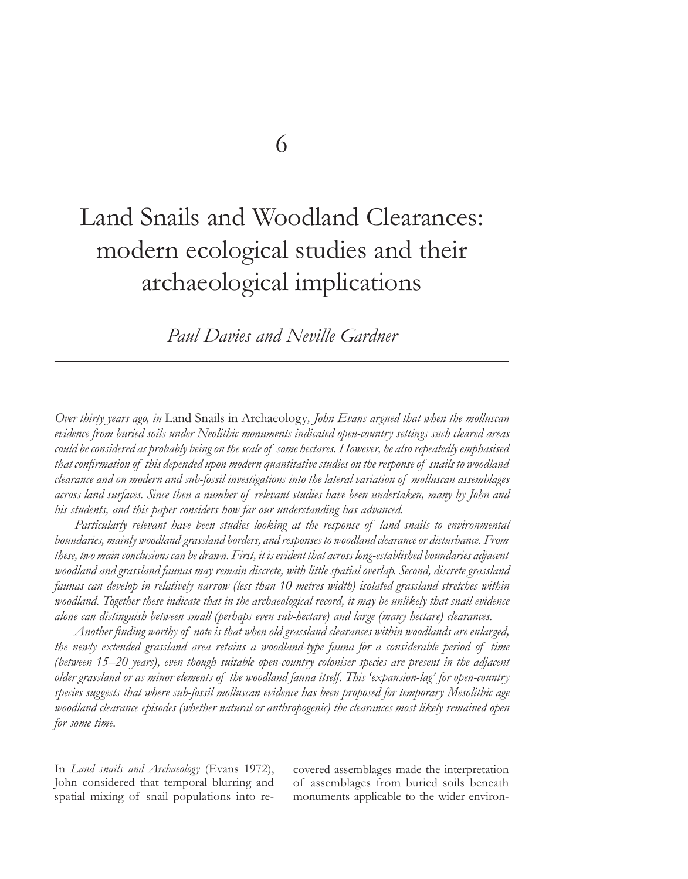6

# Land Snails and Woodland Clearances: modern ecological studies and their archaeological implications

*Paul Davies and Neville Gardner*

---

*Over thirty years ago, in* Land Snails in Archaeology*, John Evans argued that when the molluscan evidence from buried soils under Neolithic monuments indicated open-country settings such cleared areas could be considered as probably being on the scale of some hectares. However, he also repeatedly emphasised that confirmation of this depended upon modern quantitative studies on the response of snails to woodland clearance and on modern and sub-fossil investigations into the lateral variation of molluscan assemblages across land surfaces. Since then a number of relevant studies have been undertaken, many by John and his students, and this paper considers how far our understanding has advanced.*

*Particularly relevant have been studies looking at the response of land snails to environmental boundaries, mainly woodland-grassland borders, and responses to woodland clearance or disturbance. From these, two main conclusions can be drawn. First, it is evident that across long-established boundaries adjacent woodland and grassland faunas may remain discrete, with little spatial overlap. Second, discrete grassland faunas can develop in relatively narrow (less than 10 metres width) isolated grassland stretches within woodland. Together these indicate that in the archaeological record, it may be unlikely that snail evidence alone can distinguish between small (perhaps even sub-hectare) and large (many hectare) clearances.*

*Another finding worthy of note is that when old grassland clearances within woodlands are enlarged, the newly extended grassland area retains a woodland-type fauna for a considerable period of time (between 15–20 years), even though suitable open-country coloniser species are present in the adjacent older grassland or as minor elements of the woodland fauna itself. This 'expansion-lag' for open-country species suggests that where sub-fossil molluscan evidence has been proposed for temporary Mesolithic age woodland clearance episodes (whether natural or anthropogenic) the clearances most likely remained open for some time.*

In *Land snails and Archaeology* (Evans 1972), John considered that temporal blurring and spatial mixing of snail populations into recovered assemblages made the interpretation of assemblages from buried soils beneath monuments applicable to the wider environ-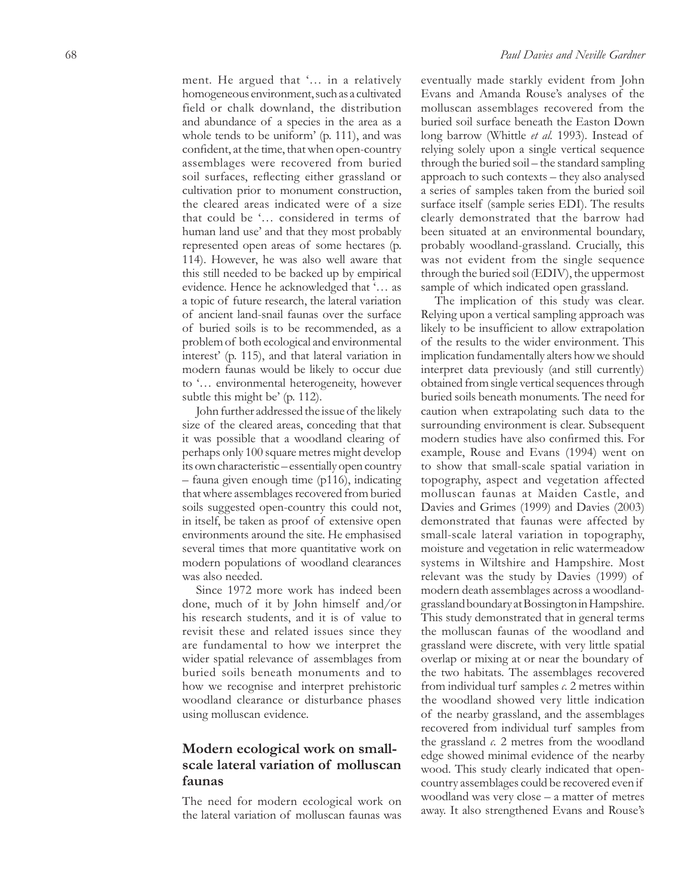ment. He argued that '… in a relatively homogeneous environment, such as a cultivated field or chalk downland, the distribution and abundance of a species in the area as a whole tends to be uniform' (p. 111), and was confident, at the time, that when open-country assemblages were recovered from buried soil surfaces, reflecting either grassland or cultivation prior to monument construction, the cleared areas indicated were of a size that could be '… considered in terms of human land use' and that they most probably represented open areas of some hectares (p. 114). However, he was also well aware that this still needed to be backed up by empirical evidence. Hence he acknowledged that '… as a topic of future research, the lateral variation of ancient land-snail faunas over the surface of buried soils is to be recommended, as a problem of both ecological and environmental interest' (p. 115), and that lateral variation in modern faunas would be likely to occur due to '… environmental heterogeneity, however subtle this might be' (p. 112).

John further addressed the issue of the likely size of the cleared areas, conceding that that it was possible that a woodland clearing of perhaps only 100 square metres might develop its own characteristic – essentially open country – fauna given enough time (p116), indicating that where assemblages recovered from buried soils suggested open-country this could not, in itself, be taken as proof of extensive open environments around the site. He emphasised several times that more quantitative work on modern populations of woodland clearances was also needed.

Since 1972 more work has indeed been done, much of it by John himself and/or his research students, and it is of value to revisit these and related issues since they are fundamental to how we interpret the wider spatial relevance of assemblages from buried soils beneath monuments and to how we recognise and interpret prehistoric woodland clearance or disturbance phases using molluscan evidence.

## Modern ecological work on small-scale lateral variation of molluscan faunas

The need for modern ecological work on the lateral variation of molluscan faunas was eventually made starkly evident from John Evans and Amanda Rouse's analyses of the molluscan assemblages recovered from the buried soil surface beneath the Easton Down long barrow (Whittle *et al.* 1993). Instead of relying solely upon a single vertical sequence through the buried soil – the standard sampling approach to such contexts – they also analysed a series of samples taken from the buried soil surface itself (sample series EDI). The results clearly demonstrated that the barrow had been situated at an environmental boundary, probably woodland-grassland. Crucially, this was not evident from the single sequence through the buried soil (EDIV), the uppermost sample of which indicated open grassland.

The implication of this study was clear. Relying upon a vertical sampling approach was likely to be insufficient to allow extrapolation of the results to the wider environment. This implication fundamentally alters how we should interpret data previously (and still currently) obtained from single vertical sequences through buried soils beneath monuments. The need for caution when extrapolating such data to the surrounding environment is clear. Subsequent modern studies have also confirmed this. For example, Rouse and Evans (1994) went on to show that small-scale spatial variation in topography, aspect and vegetation affected molluscan faunas at Maiden Castle, and Davies and Grimes (1999) and Davies (2003) demonstrated that faunas were affected by small-scale lateral variation in topography, moisture and vegetation in relic watermeadow systems in Wiltshire and Hampshire. Most relevant was the study by Davies (1999) of modern death assemblages across a woodland-grassland boundary at Bossington in Hampshire. This study demonstrated that in general terms the molluscan faunas of the woodland and grassland were discrete, with very little spatial overlap or mixing at or near the boundary of the two habitats. The assemblages recovered from individual turf samples *c.* 2 metres within the woodland showed very little indication of the nearby grassland, and the assemblages recovered from individual turf samples from the grassland *c.* 2 metres from the woodland edge showed minimal evidence of the nearby wood. This study clearly indicated that open-country assemblages could be recovered even if woodland was very close – a matter of metres away. It also strengthened Evans and Rouse's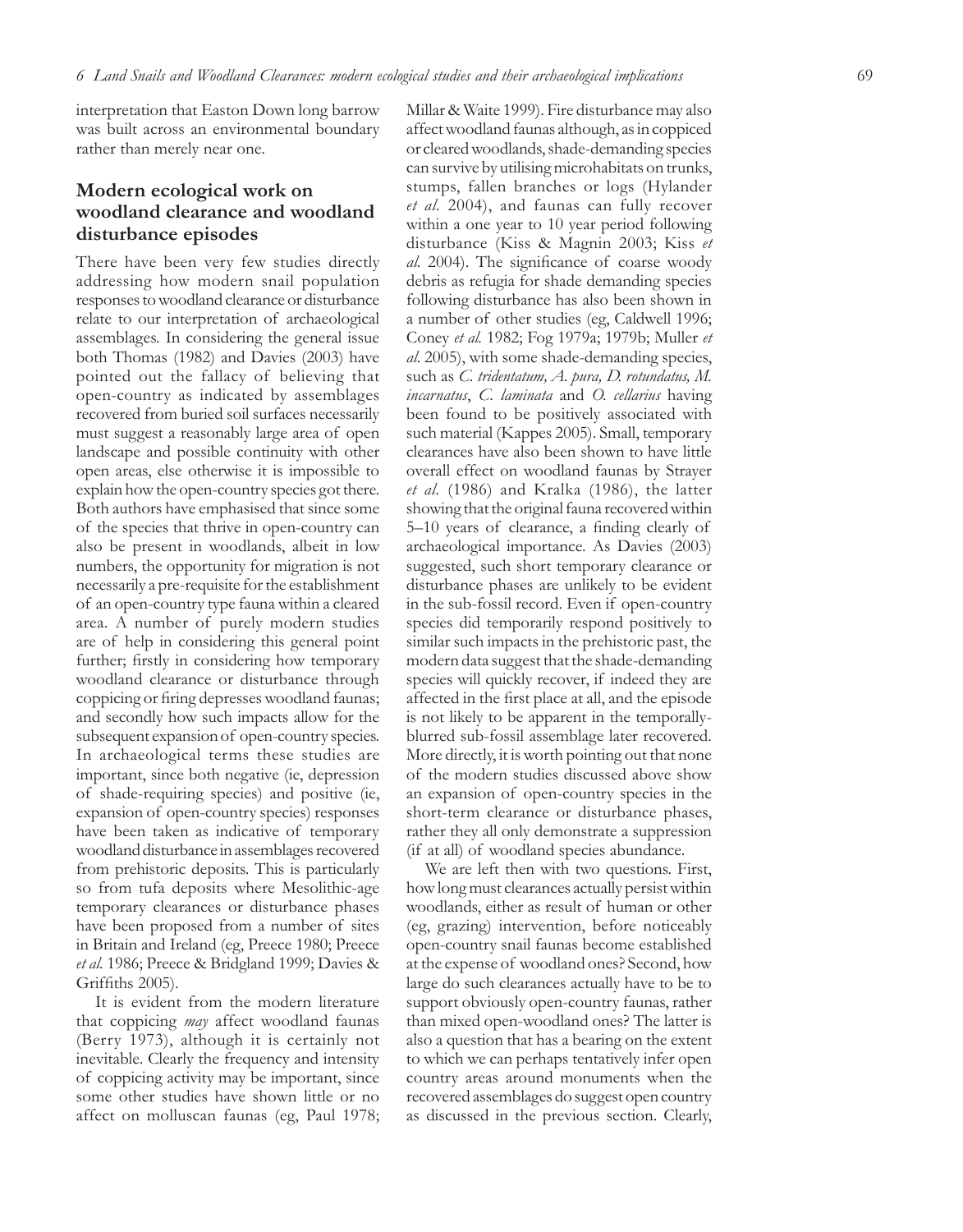interpretation that Easton Down long barrow was built across an environmental boundary rather than merely near one.

## Modern ecological work on woodland clearance and woodland disturbance episodes

There have been very few studies directly addressing how modern snail population responses to woodland clearance or disturbance relate to our interpretation of archaeological assemblages. In considering the general issue both Thomas (1982) and Davies (2003) have pointed out the fallacy of believing that open-country as indicated by assemblages recovered from buried soil surfaces necessarily must suggest a reasonably large area of open landscape and possible continuity with other open areas, else otherwise it is impossible to explain how the open-country species got there. Both authors have emphasised that since some of the species that thrive in open-country can also be present in woodlands, albeit in low numbers, the opportunity for migration is not necessarily a pre-requisite for the establishment of an open-country type fauna within a cleared area. A number of purely modern studies are of help in considering this general point further; firstly in considering how temporary woodland clearance or disturbance through coppicing or firing depresses woodland faunas; and secondly how such impacts allow for the subsequent expansion of open-country species. In archaeological terms these studies are important, since both negative (ie, depression of shade-requiring species) and positive (ie, expansion of open-country species) responses have been taken as indicative of temporary woodland disturbance in assemblages recovered from prehistoric deposits. This is particularly so from tufa deposits where Mesolithic-age temporary clearances or disturbance phases have been proposed from a number of sites in Britain and Ireland (eg, Preece 1980; Preece *et al.* 1986; Preece & Bridgland 1999; Davies & Griffiths 2005).

It is evident from the modern literature that coppicing *may* affect woodland faunas (Berry 1973), although it is certainly not inevitable. Clearly the frequency and intensity of coppicing activity may be important, since some other studies have shown little or no affect on molluscan faunas (eg, Paul 1978; Millar & Waite 1999). Fire disturbance may also affect woodland faunas although, as in coppiced or cleared woodlands, shade-demanding species can survive by utilising microhabitats on trunks, stumps, fallen branches or logs (Hylander *et al.* 2004), and faunas can fully recover within a one year to 10 year period following disturbance (Kiss & Magnin 2003; Kiss *et al.* 2004). The significance of coarse woody debris as refugia for shade demanding species following disturbance has also been shown in a number of other studies (eg, Caldwell 1996; Coney *et al.* 1982; Fog 1979a; 1979b; Muller *et al.* 2005), with some shade-demanding species, such as *C. tridentatum, A. pura, D. rotundatus, M. incarnatus*, *C. laminata* and *O. cellarius* having been found to be positively associated with such material (Kappes 2005). Small, temporary clearances have also been shown to have little overall effect on woodland faunas by Strayer *et al.* (1986) and Kralka (1986), the latter showing that the original fauna recovered within 5–10 years of clearance, a finding clearly of archaeological importance. As Davies (2003) suggested, such short temporary clearance or disturbance phases are unlikely to be evident in the sub-fossil record. Even if open-country species did temporarily respond positively to similar such impacts in the prehistoric past, the modern data suggest that the shade-demanding species will quickly recover, if indeed they are affected in the first place at all, and the episode is not likely to be apparent in the temporally-blurred sub-fossil assemblage later recovered. More directly, it is worth pointing out that none of the modern studies discussed above show an expansion of open-country species in the short-term clearance or disturbance phases, rather they all only demonstrate a suppression (if at all) of woodland species abundance.

We are left then with two questions. First, how long must clearances actually persist within woodlands, either as result of human or other (eg, grazing) intervention, before noticeably open-country snail faunas become established at the expense of woodland ones? Second, how large do such clearances actually have to be to support obviously open-country faunas, rather than mixed open-woodland ones? The latter is also a question that has a bearing on the extent to which we can perhaps tentatively infer open country areas around monuments when the recovered assemblages do suggest open country as discussed in the previous section. Clearly,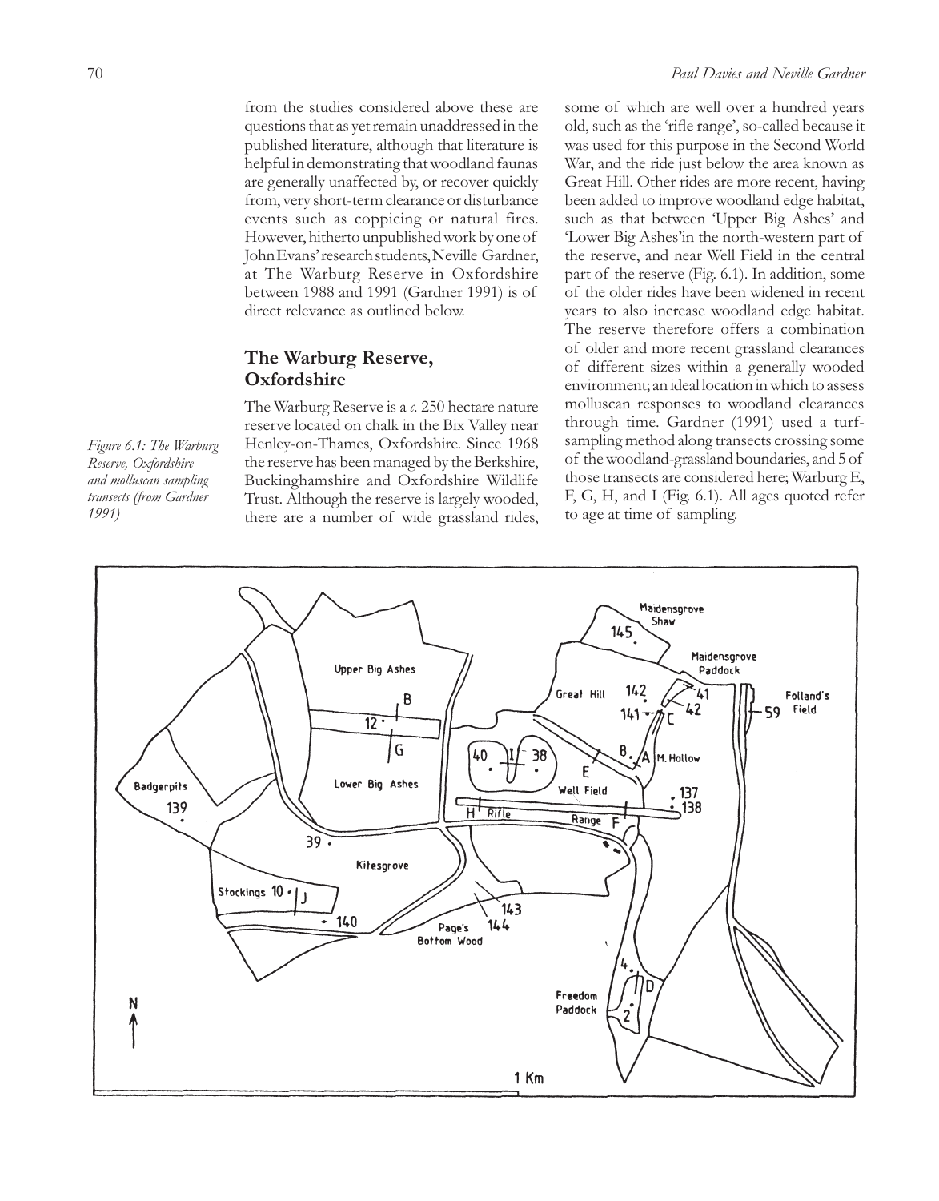from the studies considered above these are questions that as yet remain unaddressed in the published literature, although that literature is helpful in demonstrating that woodland faunas are generally unaffected by, or recover quickly from, very short-term clearance or disturbance events such as coppicing or natural fires. However, hitherto unpublished work by one of John Evans' research students, Neville Gardner, at The Warburg Reserve in Oxfordshire between 1988 and 1991 (Gardner 1991) is of direct relevance as outlined below.

## The Warburg Reserve, Oxfordshire

The Warburg Reserve is a *c.* 250 hectare nature reserve located on chalk in the Bix Valley near Henley-on-Thames, Oxfordshire. Since 1968 the reserve has been managed by the Berkshire, Buckinghamshire and Oxfordshire Wildlife Trust. Although the reserve is largely wooded, there are a number of wide grassland rides, some of which are well over a hundred years old, such as the 'rifle range', so-called because it was used for this purpose in the Second World War, and the ride just below the area known as Great Hill. Other rides are more recent, having been added to improve woodland edge habitat, such as that between 'Upper Big Ashes' and 'Lower Big Ashes' in the north-western part of the reserve, and near Well Field in the central part of the reserve (Fig. 6.1). In addition, some of the older rides have been widened in recent years to also increase woodland edge habitat. The reserve therefore offers a combination of older and more recent grassland clearances of different sizes within a generally wooded environment; an ideal location in which to assess molluscan responses to woodland clearances through time. Gardner (1991) used a turf-sampling method along transects crossing some of the woodland-grassland boundaries, and 5 of those transects are considered here; Warburg E, F, G, H, and I (Fig. 6.1). All ages quoted refer to age at time of sampling.

*Figure 6.1: The Warburg Reserve, Oxfordshire and molluscan sampling transects (from Gardner 1991)*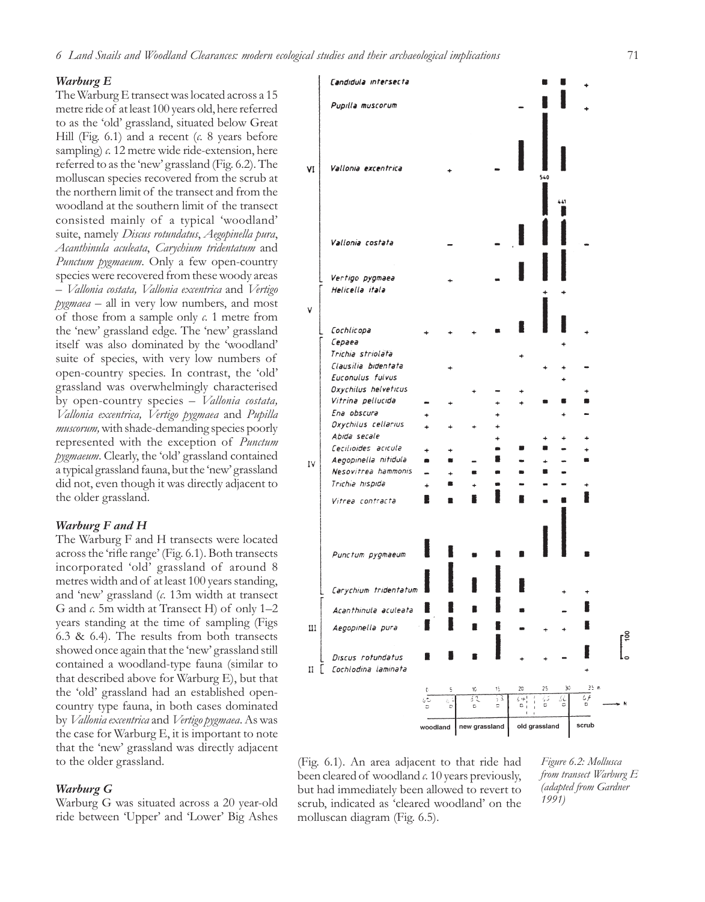### *Warburg E*

The Warburg E transect was located across a 15 metre ride of at least 100 years old, here referred to as the 'old' grassland, situated below Great Hill (Fig. 6.1) and a recent (*c.* 8 years before sampling) *c.* 12 metre wide ride-extension, here referred to as the 'new' grassland (Fig. 6.2). The molluscan species recovered from the scrub at the northern limit of the transect and from the woodland at the southern limit of the transect consisted mainly of a typical 'woodland' suite, namely *Discus rotundatus*, *Aegopinella pura*, *Acanthinula aculeata*, *Carychium tridentatum* and *Punctum pygmaeum*. Only a few open-country species were recovered from these woody areas – *Vallonia costata, Vallonia excentrica* and *Vertigo pygmaea* – all in very low numbers, and most of those from a sample only *c.* 1 metre from the 'new' grassland edge. The 'new' grassland itself was also dominated by the 'woodland' suite of species, with very low numbers of open-country species. In contrast, the 'old' grassland was overwhelmingly characterised by open-country species – *Vallonia costata, Vallonia excentrica, Vertigo pygmaea* and *Pupilla muscorum,* with shade-demanding species poorly represented with the exception of *Punctum pygmaeum*. Clearly, the 'old' grassland contained a typical grassland fauna, but the 'new' grassland did not, even though it was directly adjacent to the older grassland.

### *Warburg F and H*

The Warburg F and H transects were located across the 'rifle range' (Fig. 6.1). Both transects incorporated 'old' grassland of around 8 metres width and of at least 100 years standing, and 'new' grassland (*c.* 13m width at transect G and *c.* 5m width at Transect H) of only 1–2 years standing at the time of sampling (Figs 6.3 & 6.4). The results from both transects showed once again that the 'new' grassland still contained a woodland-type fauna (similar to that described above for Warburg E), but that the 'old' grassland had an established open-country type fauna, in both cases dominated by *Vallonia excentrica* and *Vertigo pygmaea*. As was the case for Warburg E, it is important to note that the 'new' grassland was directly adjacent to the older grassland.

### *Warburg G*

Warburg G was situated across a 20 year-old ride between 'Upper' and 'Lower' Big Ashes (Fig. 6.1). An area adjacent to that ride had been cleared of woodland *c.* 10 years previously, but had immediately been allowed to revert to scrub, indicated as 'cleared woodland' on the molluscan diagram (Fig. 6.5).

*Figure 6.2: Mollusca from transect Warburg E (adapted from Gardner 1991)*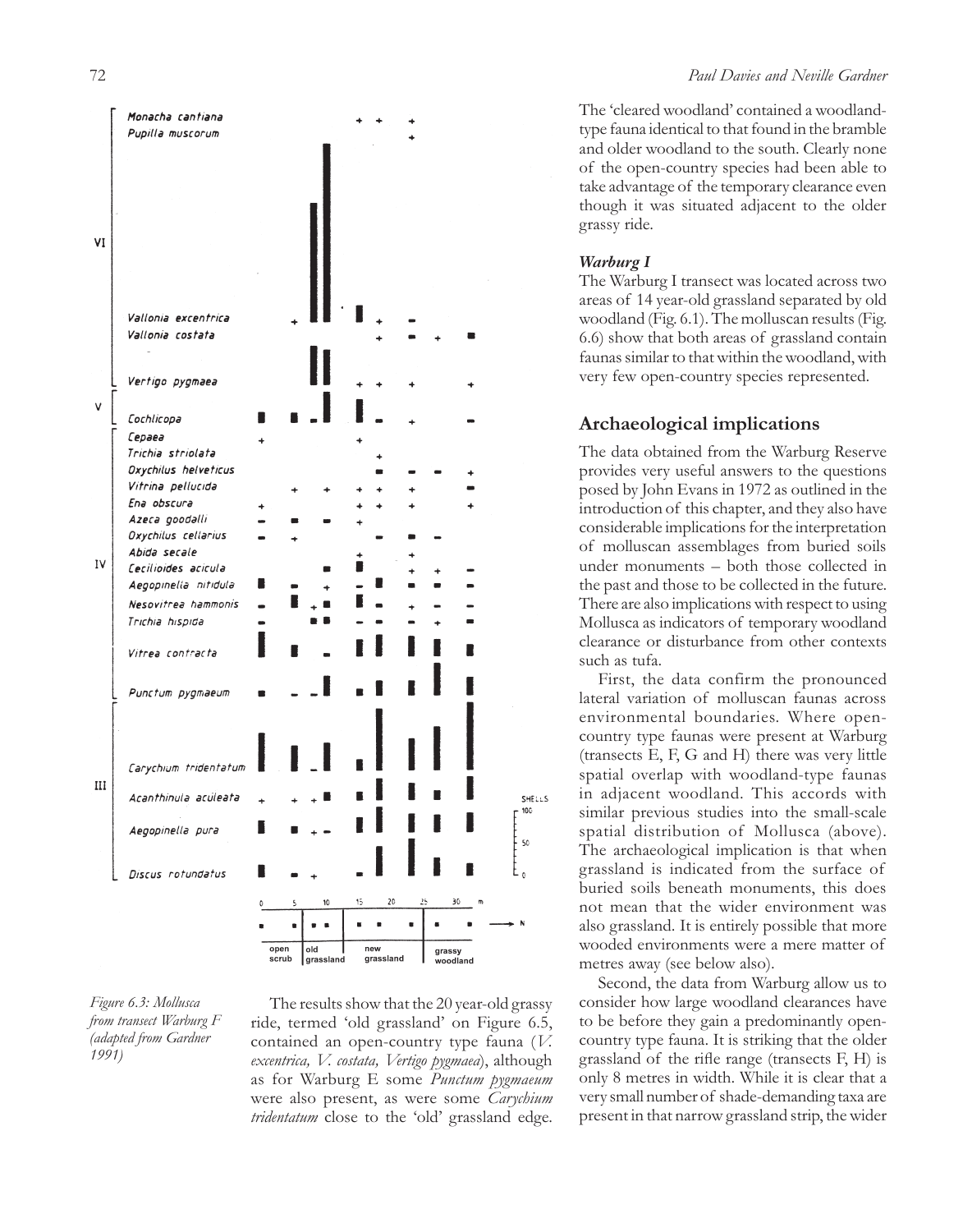Figure 6.3: Mollusca from transect Warburg F (adapted from Gardner 1991)

The results show that the 20 year-old grassy ride, termed 'old grassland' on Figure 6.5, contained an open-country type fauna (*V. excentrica, V. costata, Vertigo pygmaea*), although as for Warburg E some *Punctum pygmaeum* were also present, as were some *Carychium tridentatum* close to the 'old' grassland edge. The 'cleared woodland' contained a woodland-type fauna identical to that found in the bramble and older woodland to the south. Clearly none of the open-country species had been able to take advantage of the temporary clearance even though it was situated adjacent to the older grassy ride.

### *Warburg I*

The Warburg I transect was located across two areas of 14 year-old grassland separated by old woodland (Fig. 6.1). The molluscan results (Fig. 6.6) show that both areas of grassland contain faunas similar to that within the woodland, with very few open-country species represented.

## Archaeological implications

The data obtained from the Warburg Reserve provides very useful answers to the questions posed by John Evans in 1972 as outlined in the introduction of this chapter, and they also have considerable implications for the interpretation of molluscan assemblages from buried soils under monuments – both those collected in the past and those to be collected in the future. There are also implications with respect to using Mollusca as indicators of temporary woodland clearance or disturbance from other contexts such as tufa.

First, the data confirm the pronounced lateral variation of molluscan faunas across environmental boundaries. Where open-country type faunas were present at Warburg (transects E, F, G and H) there was very little spatial overlap with woodland-type faunas in adjacent woodland. This accords with similar previous studies into the small-scale spatial distribution of Mollusca (above). The archaeological implication is that when grassland is indicated from the surface of buried soils beneath monuments, this does not mean that the wider environment was also grassland. It is entirely possible that more wooded environments were a mere matter of metres away (see below also).

Second, the data from Warburg allow us to consider how large woodland clearances have to be before they gain a predominantly open-country type fauna. It is striking that the older grassland of the rifle range (transects F, H) is only 8 metres in width. While it is clear that a very small number of shade-demanding taxa are present in that narrow grassland strip, the wider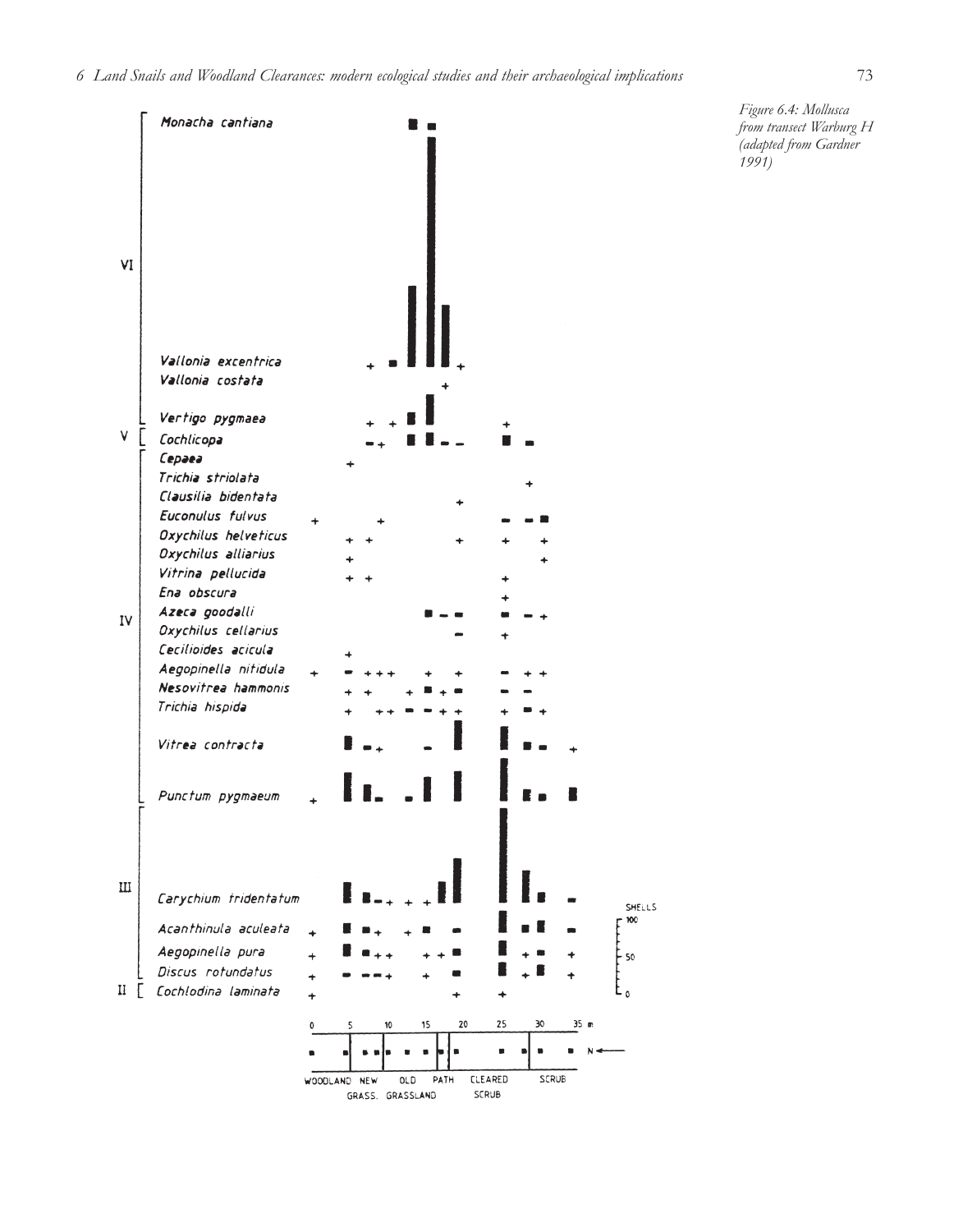*Figure 6.4: Mollusca from transect Warburg H (adapted from Gardner 1991)*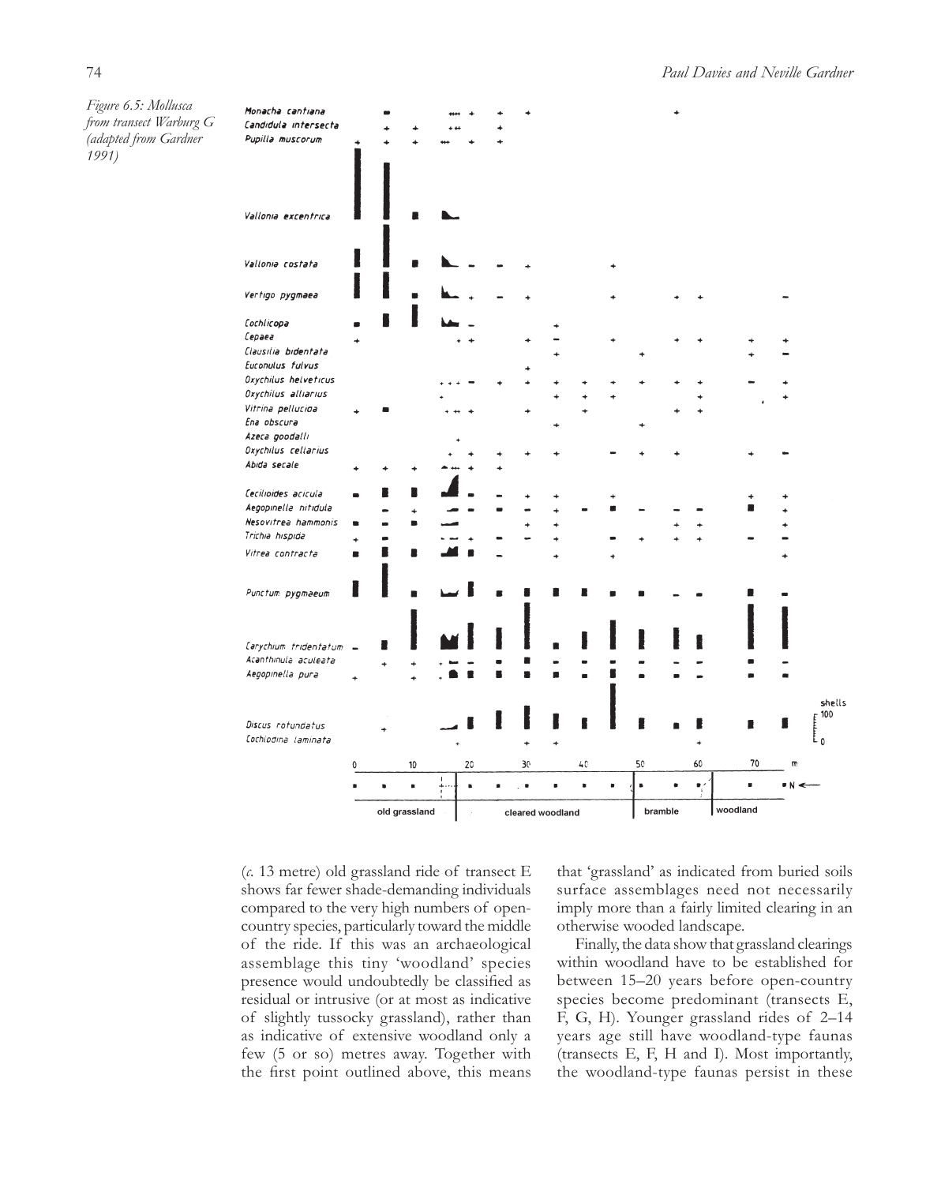*Figure 6.5: Mollusca from transect Warburg G (adapted from Gardner 1991)*

(*c.* 13 metre) old grassland ride of transect E shows far fewer shade-demanding individuals compared to the very high numbers of open-country species, particularly toward the middle of the ride. If this was an archaeological assemblage this tiny 'woodland' species presence would undoubtedly be classified as residual or intrusive (or at most as indicative of slightly tussocky grassland), rather than as indicative of extensive woodland only a few (5 or so) metres away. Together with the first point outlined above, this means that 'grassland' as indicated from buried soils surface assemblages need not necessarily imply more than a fairly limited clearing in an otherwise wooded landscape.

Finally, the data show that grassland clearings within woodland have to be established for between 15–20 years before open-country species become predominant (transects E, F, G, H). Younger grassland rides of 2–14 years age still have woodland-type faunas (transects E, F, H and I). Most importantly, the woodland-type faunas persist in these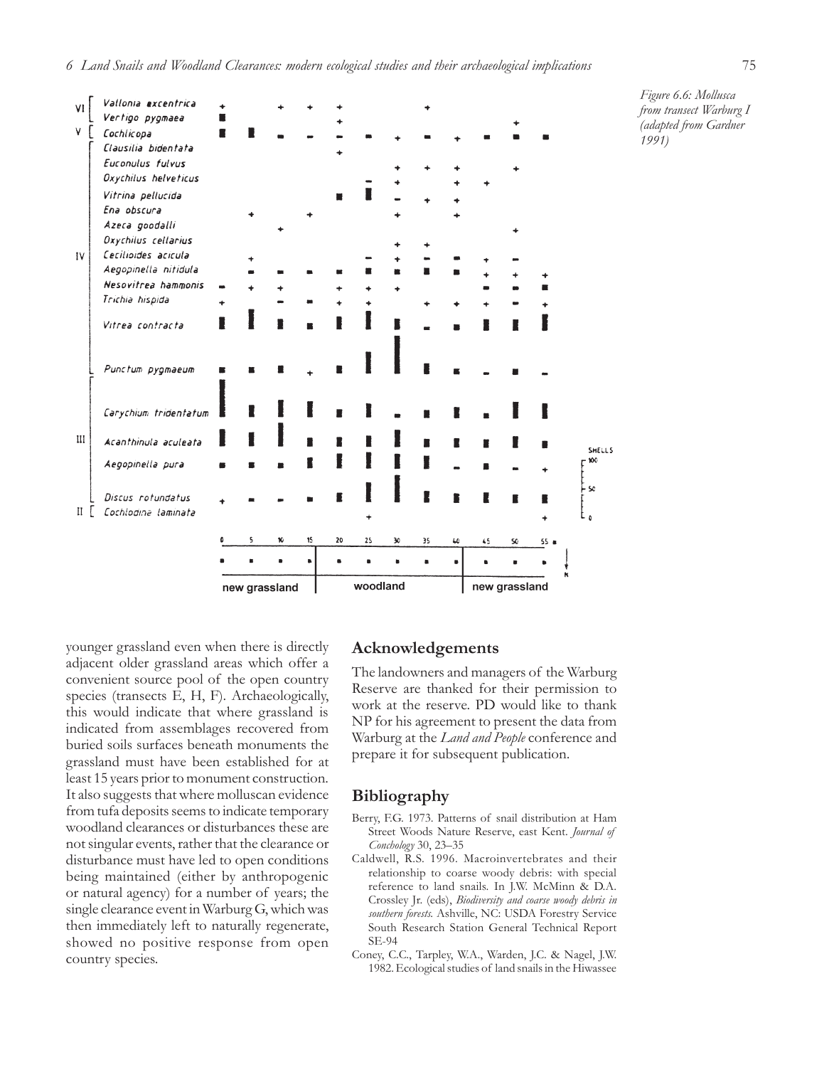Figure 6.6: Mollusca from transect Warburg I (adapted from Gardner 1991)

younger grassland even when there is directly adjacent older grassland areas which offer a convenient source pool of the open country species (transects E, H, F). Archaeologically, this would indicate that where grassland is indicated from assemblages recovered from buried soils surfaces beneath monuments the grassland must have been established for at least 15 years prior to monument construction. It also suggests that where molluscan evidence from tufa deposits seems to indicate temporary woodland clearances or disturbances these are not singular events, rather that the clearance or disturbance must have led to open conditions being maintained (either by anthropogenic or natural agency) for a number of years; the single clearance event in Warburg G, which was then immediately left to naturally regenerate, showed no positive response from open country species.

## Acknowledgements

The landowners and managers of the Warburg Reserve are thanked for their permission to work at the reserve. PD would like to thank NP for his agreement to present the data from Warburg at the *Land and People* conference and prepare it for subsequent publication.

## Bibliography

Berry, F.G. 1973. Patterns of snail distribution at Ham Street Woods Nature Reserve, east Kent. *Journal of Conchology* 30, 23–35

Caldwell, R.S. 1996. Macroinvertebrates and their relationship to coarse woody debris: with special reference to land snails. In J.W. McMinn & D.A. Crossley Jr. (eds), *Biodiversity and coarse woody debris in southern forests.* Ashville, NC: USDA Forestry Service South Research Station General Technical Report SE-94

Coney, C.C., Tarpley, W.A., Warden, J.C. & Nagel, J.W. 1982. Ecological studies of land snails in the Hiwassee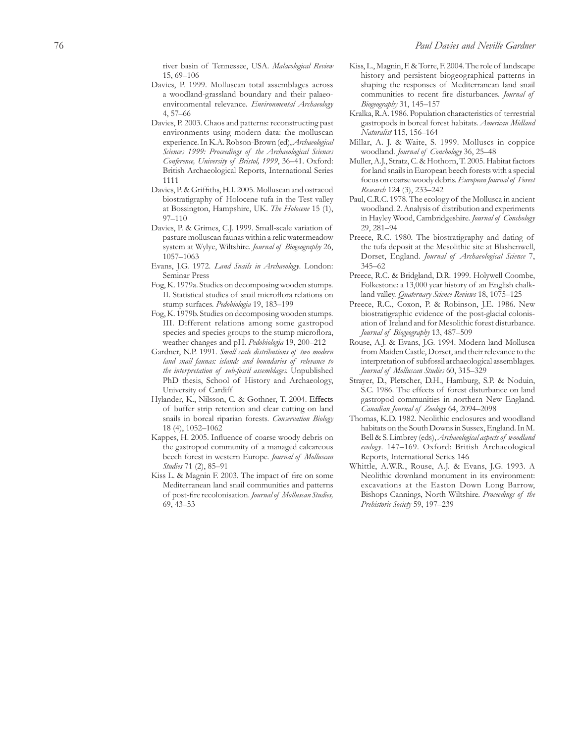river basin of Tennessee, USA. *Malacological Review* 15, 69–106

Davies, P. 1999. Molluscan total assemblages across a woodland-grassland boundary and their palaeoenvironmental relevance. *Environmental Archaeology* 4, 57–66

Davies, P. 2003. Chaos and patterns: reconstructing past environments using modern data: the molluscan experience. In K.A. Robson-Brown (ed), *Archaeological Sciences 1999: Proceedings of the Archaeological Sciences Conference, University of Bristol, 1999*, 36–41. Oxford: British Archaeological Reports, International Series 1111

Davies, P. & Griffiths, H.I. 2005. Molluscan and ostracod biostratigraphy of Holocene tufa in the Test valley at Bossington, Hampshire, UK. *The Holocene* 15 (1), 97–110

Davies, P. & Grimes, C.J. 1999. Small-scale variation of pasture molluscan faunas within a relic watermeadow system at Wylye, Wiltshire. *Journal of Biogeography* 26, 1057–1063

Evans, J.G. 1972. *Land Snails in Archaeology*. London: Seminar Press

Fog, K. 1979a. Studies on decomposing wooden stumps. II. Statistical studies of snail microflora relations on stump surfaces. *Pedobiologia* 19, 183–199

Fog, K. 1979b. Studies on decomposing wooden stumps. III. Different relations among some gastropod species and species groups to the stump microflora, weather changes and pH. *Pedobiologia* 19, 200–212

Gardner, N.P. 1991. *Small scale distributions of two modern land snail faunas: islands and boundaries of relevance to the interpretation of sub-fossil assemblages.* Unpublished PhD thesis, School of History and Archaeology, University of Cardiff

Hylander, K., Nilsson, C. & Gothner, T. 2004. Effects of buffer strip retention and clear cutting on land snails in boreal riparian forests. *Conservation Biology* 18 (4), 1052–1062

Kappes, H. 2005. Influence of coarse woody debris on the gastropod community of a managed calcareous beech forest in western Europe. *Journal of Molluscan Studies* 71 (2), 85–91

Kiss L. & Magnin F. 2003. The impact of fire on some Mediterranean land snail communities and patterns of post-fire recolonisation. *Journal of Molluscan Studies,* 69, 43–53

Kiss, L., Magnin, F. & Torre, F. 2004. The role of landscape history and persistent biogeographical patterns in shaping the responses of Mediterranean land snail communities to recent fire disturbances. *Journal of Biogeography* 31, 145–157

Kralka, R.A. 1986. Population characteristics of terrestrial gastropods in boreal forest habitats. *American Midland Naturalist* 115, 156–164

Millar, A. J. & Waite, S. 1999. Molluscs in coppice woodland. *Journal of Conchology* 36, 25–48

Muller, A.J., Stratz, C. & Hothorn, T. 2005. Habitat factors for land snails in European beech forests with a special focus on coarse woody debris. *European Journal of Forest Research* 124 (3), 233–242

Paul, C.R.C. 1978. The ecology of the Mollusca in ancient woodland. 2. Analysis of distribution and experiments in Hayley Wood, Cambridgeshire. *Journal of Conchology* 29, 281–94

Preece, R.C. 1980. The biostratigraphy and dating of the tufa deposit at the Mesolithic site at Blashenwell, Dorset, England. *Journal of Archaeological Science* 7, 345–62

Preece, R.C. & Bridgland, D.R. 1999. Holywell Coombe, Folkestone: a 13,000 year history of an English chalkland valley. *Quaternary Science Reviews* 18, 1075–125

Preece, R.C., Coxon, P. & Robinson, J.E. 1986. New biostratigraphic evidence of the post-glacial colonisation of Ireland and for Mesolithic forest disturbance. *Journal of Biogeography* 13, 487–509

Rouse, A.J. & Evans, J.G. 1994. Modern land Mollusca from Maiden Castle, Dorset, and their relevance to the interpretation of subfossil archaeological assemblages. *Journal of Molluscan Studies* 60, 315–329

Strayer, D., Pletscher, D.H., Hamburg, S.P. & Noduin, S.C. 1986. The effects of forest disturbance on land gastropod communities in northern New England. *Canadian Journal of Zoology* 64, 2094–2098

Thomas, K.D. 1982. Neolithic enclosures and woodland habitats on the South Downs in Sussex, England. In M. Bell & S. Limbrey (eds), *Archaeological aspects of woodland ecology*. 147–169. Oxford: British Archaeological Reports, International Series 146

Whittle, A.W.R., Rouse, A.J. & Evans, J.G. 1993. A Neolithic downland monument in its environment: excavations at the Easton Down Long Barrow, Bishops Cannings, North Wiltshire. *Proceedings of the Prehistoric Society* 59, 197–239